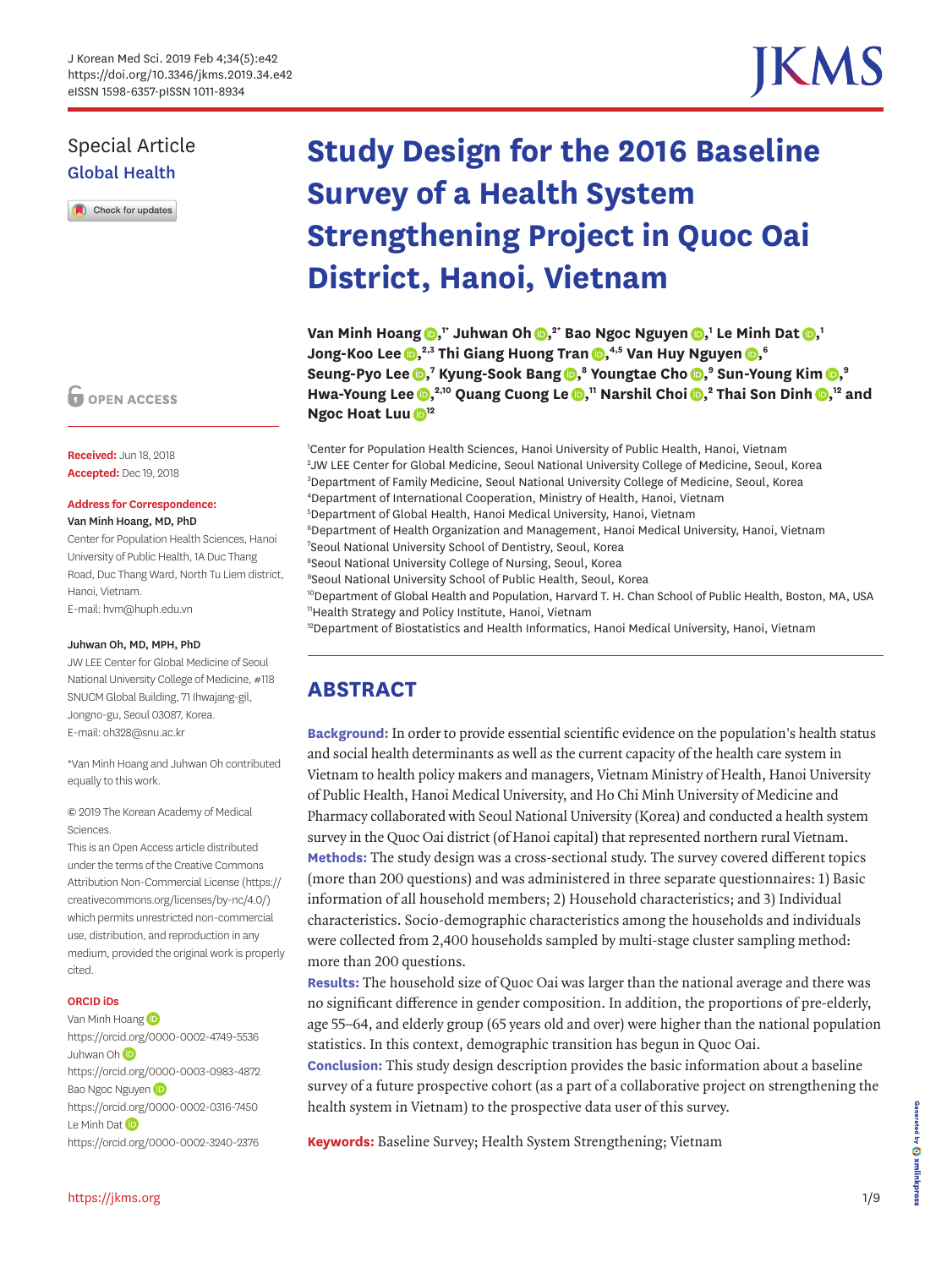Special Article
Global Health

# Study Design for the 2016 Baseline Survey of a Health System Strengthening Project in Quoc Oai District, Hanoi, Vietnam

**Van Minh Hoang** [1*], **Juhwan Oh** [2*], **Bao Ngoc Nguyen** [1], **Le Minh Dat** [1], **Jong-Koo Lee** [2,3], **Thi Giang Huong Tran** [4,5], **Van Huy Nguyen** [6], **Seung-Pyo Lee** [7], **Kyung-Sook Bang** [8], **Youngtae Cho** [9], **Sun-Young Kim** [9], **Hwa-Young Lee** [2,10], **Quang Cuong Le** [11], **Narshil Choi** [2], **Thai Son Dinh** [12] and **Ngoc Hoat Luu** [12]

[1]Center for Population Health Sciences, Hanoi University of Public Health, Hanoi, Vietnam
[2]JW LEE Center for Global Medicine, Seoul National University College of Medicine, Seoul, Korea
[3]Department of Family Medicine, Seoul National University College of Medicine, Seoul, Korea
[4]Department of International Cooperation, Ministry of Health, Hanoi, Vietnam
[5]Department of Global Health, Hanoi Medical University, Hanoi, Vietnam
[6]Department of Health Organization and Management, Hanoi Medical University, Hanoi, Vietnam
[7]Seoul National University School of Dentistry, Seoul, Korea
[8]Seoul National University College of Nursing, Seoul, Korea
[9]Seoul National University School of Public Health, Seoul, Korea
[10]Department of Global Health and Population, Harvard T. H. Chan School of Public Health, Boston, MA, USA
[11]Health Strategy and Policy Institute, Hanoi, Vietnam
[12]Department of Biostatistics and Health Informatics, Hanoi Medical University, Hanoi, Vietnam

OPEN ACCESS

**Received:** Jun 18, 2018
**Accepted:** Dec 19, 2018

**Address for Correspondence:**
**Van Minh Hoang, MD, PhD**
Center for Population Health Sciences, Hanoi University of Public Health, 1A Duc Thang Road, Duc Thang Ward, North Tu Liem district, Hanoi, Vietnam.
E-mail: hvm@huph.edu.vn

**Juhwan Oh, MD, MPH, PhD**
JW LEE Center for Global Medicine of Seoul National University College of Medicine, #118 SNUCM Global Building, 71 Ihwajang-gil, Jongno-gu, Seoul 03087, Korea.
E-mail: oh328@snu.ac.kr

*Van Minh Hoang and Juhwan Oh contributed equally to this work.

© 2019 The Korean Academy of Medical Sciences.
This is an Open Access article distributed under the terms of the Creative Commons Attribution Non-Commercial License (https://creativecommons.org/licenses/by-nc/4.0/) which permits unrestricted non-commercial use, distribution, and reproduction in any medium, provided the original work is properly cited.

**ORCID iDs**
Van Minh Hoang
https://orcid.org/0000-0002-4749-5536
Juhwan Oh
https://orcid.org/0000-0003-0983-4872
Bao Ngoc Nguyen
https://orcid.org/0000-0002-0316-7450
Le Minh Dat
https://orcid.org/0000-0002-3240-2376

## ABSTRACT

**Background:** In order to provide essential scientific evidence on the population's health status and social health determinants as well as the current capacity of the health care system in Vietnam to health policy makers and managers, Vietnam Ministry of Health, Hanoi University of Public Health, Hanoi Medical University, and Ho Chi Minh University of Medicine and Pharmacy collaborated with Seoul National University (Korea) and conducted a health system survey in the Quoc Oai district (of Hanoi capital) that represented northern rural Vietnam.

**Methods:** The study design was a cross-sectional study. The survey covered different topics (more than 200 questions) and was administered in three separate questionnaires: 1) Basic information of all household members; 2) Household characteristics; and 3) Individual characteristics. Socio-demographic characteristics among the households and individuals were collected from 2,400 households sampled by multi-stage cluster sampling method: more than 200 questions.

**Results:** The household size of Quoc Oai was larger than the national average and there was no significant difference in gender composition. In addition, the proportions of pre-elderly, age 55–64, and elderly group (65 years old and over) were higher than the national population statistics. In this context, demographic transition has begun in Quoc Oai.

**Conclusion:** This study design description provides the basic information about a baseline survey of a future prospective cohort (as a part of a collaborative project on strengthening the health system in Vietnam) to the prospective data user of this survey.

**Keywords:** Baseline Survey; Health System Strengthening; Vietnam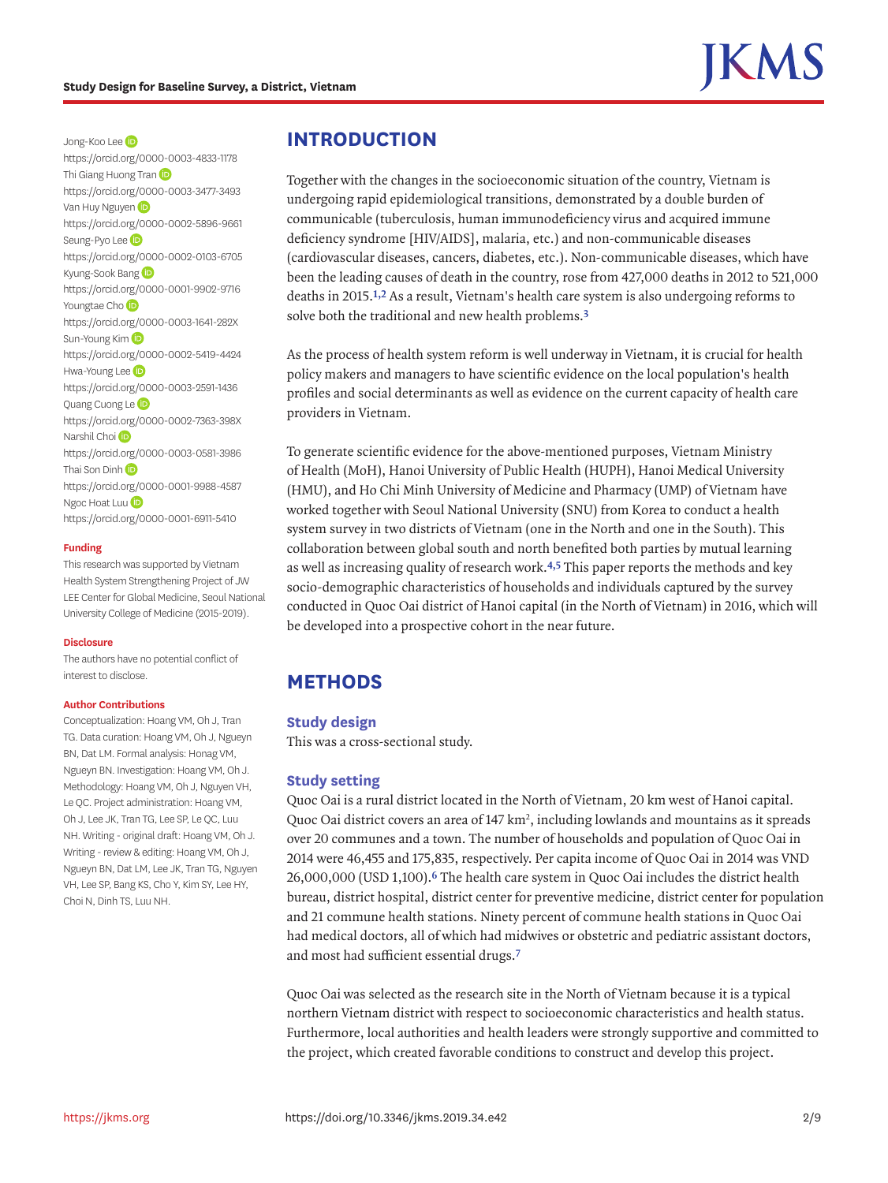Jong-Koo Lee
https://orcid.org/0000-0003-4833-1178
Thi Giang Huong Tran
https://orcid.org/0000-0003-3477-3493
Van Huy Nguyen
https://orcid.org/0000-0002-5896-9661
Seung-Pyo Lee
https://orcid.org/0000-0002-0103-6705
Kyung-Sook Bang
https://orcid.org/0000-0001-9902-9716
Youngtae Cho
https://orcid.org/0000-0003-1641-282X
Sun-Young Kim
https://orcid.org/0000-0002-5419-4424
Hwa-Young Lee
https://orcid.org/0000-0003-2591-1436
Quang Cuong Le
https://orcid.org/0000-0002-7363-398X
Narshil Choi
https://orcid.org/0000-0003-0581-3986
Thai Son Dinh
https://orcid.org/0000-0001-9988-4587
Ngoc Hoat Luu
https://orcid.org/0000-0001-6911-5410

**Funding**

This research was supported by Vietnam Health System Strengthening Project of JW LEE Center for Global Medicine, Seoul National University College of Medicine (2015-2019).

**Disclosure**

The authors have no potential conflict of interest to disclose.

**Author Contributions**

Conceptualization: Hoang VM, Oh J, Tran TG. Data curation: Hoang VM, Oh J, Ngueyn BN, Dat LM. Formal analysis: Honag VM, Ngueyn BN. Investigation: Hoang VM, Oh J. Methodology: Hoang VM, Oh J, Nguyen VH, Le QC. Project administration: Hoang VM, Oh J, Lee JK, Tran TG, Lee SP, Le QC, Luu NH. Writing - original draft: Hoang VM, Oh J. Writing - review & editing: Hoang VM, Oh J, Ngueyn BN, Dat LM, Lee JK, Tran TG, Nguyen VH, Lee SP, Bang KS, Cho Y, Kim SY, Lee HY, Choi N, Dinh TS, Luu NH.

# INTRODUCTION

Together with the changes in the socioeconomic situation of the country, Vietnam is undergoing rapid epidemiological transitions, demonstrated by a double burden of communicable (tuberculosis, human immunodeficiency virus and acquired immune deficiency syndrome [HIV/AIDS], malaria, etc.) and non-communicable diseases (cardiovascular diseases, cancers, diabetes, etc.). Non-communicable diseases, which have been the leading causes of death in the country, rose from 427,000 deaths in 2012 to 521,000 deaths in 2015.[1,2] As a result, Vietnam's health care system is also undergoing reforms to solve both the traditional and new health problems.[3]

As the process of health system reform is well underway in Vietnam, it is crucial for health policy makers and managers to have scientific evidence on the local population's health profiles and social determinants as well as evidence on the current capacity of health care providers in Vietnam.

To generate scientific evidence for the above-mentioned purposes, Vietnam Ministry of Health (MoH), Hanoi University of Public Health (HUPH), Hanoi Medical University (HMU), and Ho Chi Minh University of Medicine and Pharmacy (UMP) of Vietnam have worked together with Seoul National University (SNU) from Korea to conduct a health system survey in two districts of Vietnam (one in the North and one in the South). This collaboration between global south and north benefited both parties by mutual learning as well as increasing quality of research work.[4,5] This paper reports the methods and key socio-demographic characteristics of households and individuals captured by the survey conducted in Quoc Oai district of Hanoi capital (in the North of Vietnam) in 2016, which will be developed into a prospective cohort in the near future.

# METHODS

## Study design

This was a cross-sectional study.

## Study setting

Quoc Oai is a rural district located in the North of Vietnam, 20 km west of Hanoi capital. Quoc Oai district covers an area of 147 km$^2$, including lowlands and mountains as it spreads over 20 communes and a town. The number of households and population of Quoc Oai in 2014 were 46,455 and 175,835, respectively. Per capita income of Quoc Oai in 2014 was VND 26,000,000 (USD 1,100).[6] The health care system in Quoc Oai includes the district health bureau, district hospital, district center for preventive medicine, district center for population and 21 commune health stations. Ninety percent of commune health stations in Quoc Oai had medical doctors, all of which had midwives or obstetric and pediatric assistant doctors, and most had sufficient essential drugs.[7]

Quoc Oai was selected as the research site in the North of Vietnam because it is a typical northern Vietnam district with respect to socioeconomic characteristics and health status. Furthermore, local authorities and health leaders were strongly supportive and committed to the project, which created favorable conditions to construct and develop this project.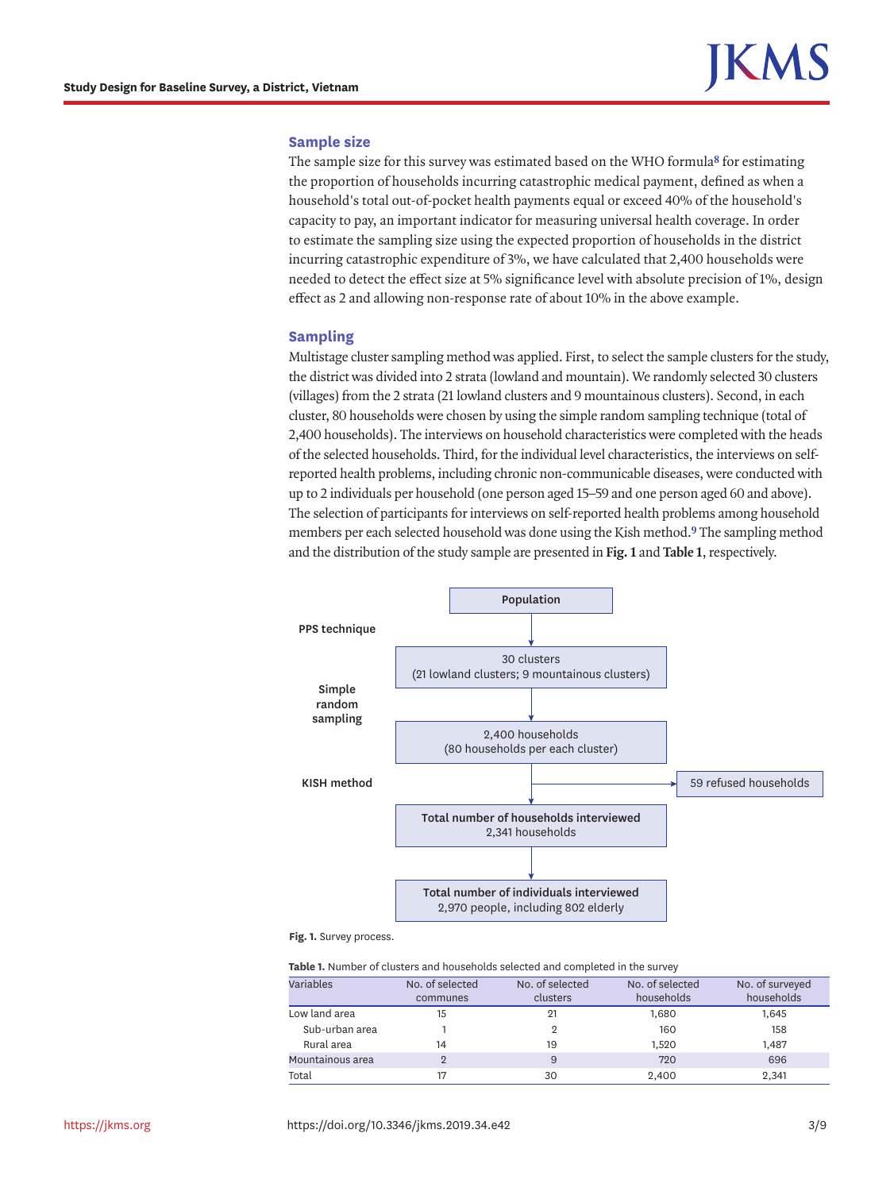## Sample size

The sample size for this survey was estimated based on the WHO formula[8] for estimating the proportion of households incurring catastrophic medical payment, defined as when a household's total out-of-pocket health payments equal or exceed 40% of the household's capacity to pay, an important indicator for measuring universal health coverage. In order to estimate the sampling size using the expected proportion of households in the district incurring catastrophic expenditure of 3%, we have calculated that 2,400 households were needed to detect the effect size at 5% significance level with absolute precision of 1%, design effect as 2 and allowing non-response rate of about 10% in the above example.

## Sampling

Multistage cluster sampling method was applied. First, to select the sample clusters for the study, the district was divided into 2 strata (lowland and mountain). We randomly selected 30 clusters (villages) from the 2 strata (21 lowland clusters and 9 mountainous clusters). Second, in each cluster, 80 households were chosen by using the simple random sampling technique (total of 2,400 households). The interviews on household characteristics were completed with the heads of the selected households. Third, for the individual level characteristics, the interviews on self-reported health problems, including chronic non-communicable diseases, were conducted with up to 2 individuals per household (one person aged 15–59 and one person aged 60 and above). The selection of participants for interviews on self-reported health problems among household members per each selected household was done using the Kish method.[9] The sampling method and the distribution of the study sample are presented in **Fig. 1** and **Table 1**, respectively.

PPS technique

Population

30 clusters
(21 lowland clusters; 9 mountainous clusters)

Simple random sampling

2,400 households
(80 households per each cluster)

KISH method

59 refused households

**Total number of households interviewed**
2,341 households

**Total number of individuals interviewed**
2,970 people, including 802 elderly

**Fig. 1.** Survey process.

**Table 1.** Number of clusters and households selected and completed in the survey

| Variables | No. of selected communes | No. of selected clusters | No. of selected households | No. of surveyed households |
|---|---|---|---|---|
| Low land area | 15 | 21 | 1,680 | 1,645 |
| Sub-urban area | 1 | 2 | 160 | 158 |
| Rural area | 14 | 19 | 1,520 | 1,487 |
| Mountainous area | 2 | 9 | 720 | 696 |
| Total | 17 | 30 | 2,400 | 2,341 |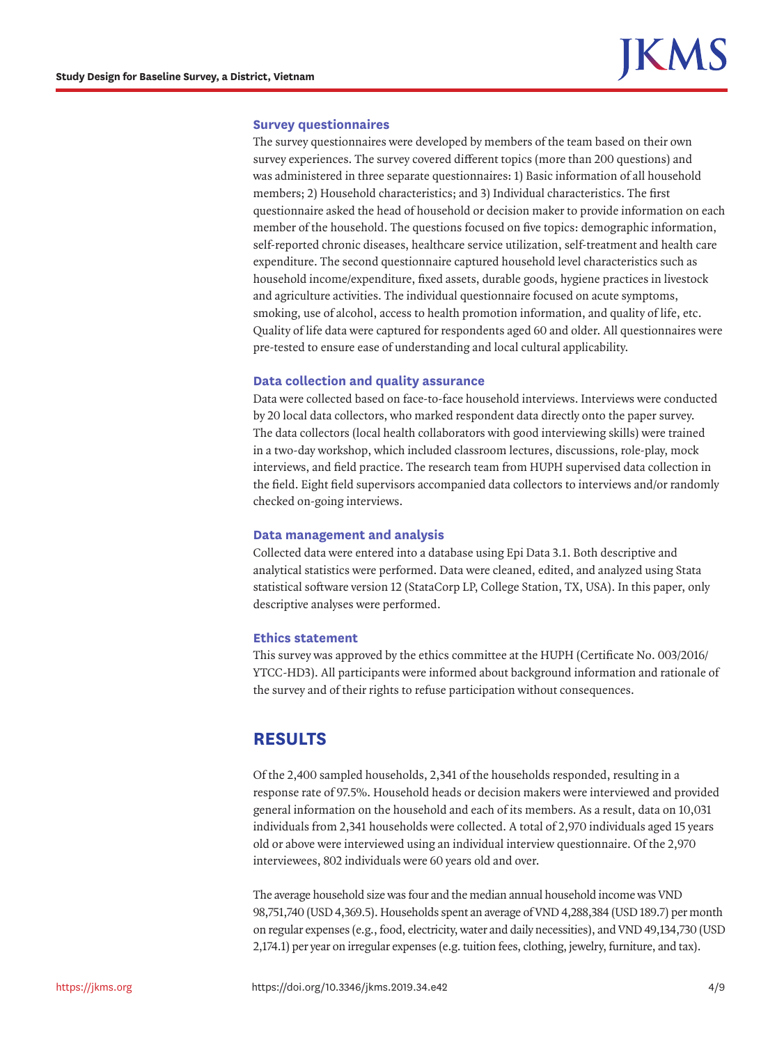### Survey questionnaires

The survey questionnaires were developed by members of the team based on their own survey experiences. The survey covered different topics (more than 200 questions) and was administered in three separate questionnaires: 1) Basic information of all household members; 2) Household characteristics; and 3) Individual characteristics. The first questionnaire asked the head of household or decision maker to provide information on each member of the household. The questions focused on five topics: demographic information, self-reported chronic diseases, healthcare service utilization, self-treatment and health care expenditure. The second questionnaire captured household level characteristics such as household income/expenditure, fixed assets, durable goods, hygiene practices in livestock and agriculture activities. The individual questionnaire focused on acute symptoms, smoking, use of alcohol, access to health promotion information, and quality of life, etc. Quality of life data were captured for respondents aged 60 and older. All questionnaires were pre-tested to ensure ease of understanding and local cultural applicability.

### Data collection and quality assurance

Data were collected based on face-to-face household interviews. Interviews were conducted by 20 local data collectors, who marked respondent data directly onto the paper survey. The data collectors (local health collaborators with good interviewing skills) were trained in a two-day workshop, which included classroom lectures, discussions, role-play, mock interviews, and field practice. The research team from HUPH supervised data collection in the field. Eight field supervisors accompanied data collectors to interviews and/or randomly checked on-going interviews.

### Data management and analysis

Collected data were entered into a database using Epi Data 3.1. Both descriptive and analytical statistics were performed. Data were cleaned, edited, and analyzed using Stata statistical software version 12 (StataCorp LP, College Station, TX, USA). In this paper, only descriptive analyses were performed.

### Ethics statement

This survey was approved by the ethics committee at the HUPH (Certificate No. 003/2016/YTCC-HD3). All participants were informed about background information and rationale of the survey and of their rights to refuse participation without consequences.

## RESULTS

Of the 2,400 sampled households, 2,341 of the households responded, resulting in a response rate of 97.5%. Household heads or decision makers were interviewed and provided general information on the household and each of its members. As a result, data on 10,031 individuals from 2,341 households were collected. A total of 2,970 individuals aged 15 years old or above were interviewed using an individual interview questionnaire. Of the 2,970 interviewees, 802 individuals were 60 years old and over.

The average household size was four and the median annual household income was VND 98,751,740 (USD 4,369.5). Households spent an average of VND 4,288,384 (USD 189.7) per month on regular expenses (e.g., food, electricity, water and daily necessities), and VND 49,134,730 (USD 2,174.1) per year on irregular expenses (e.g. tuition fees, clothing, jewelry, furniture, and tax).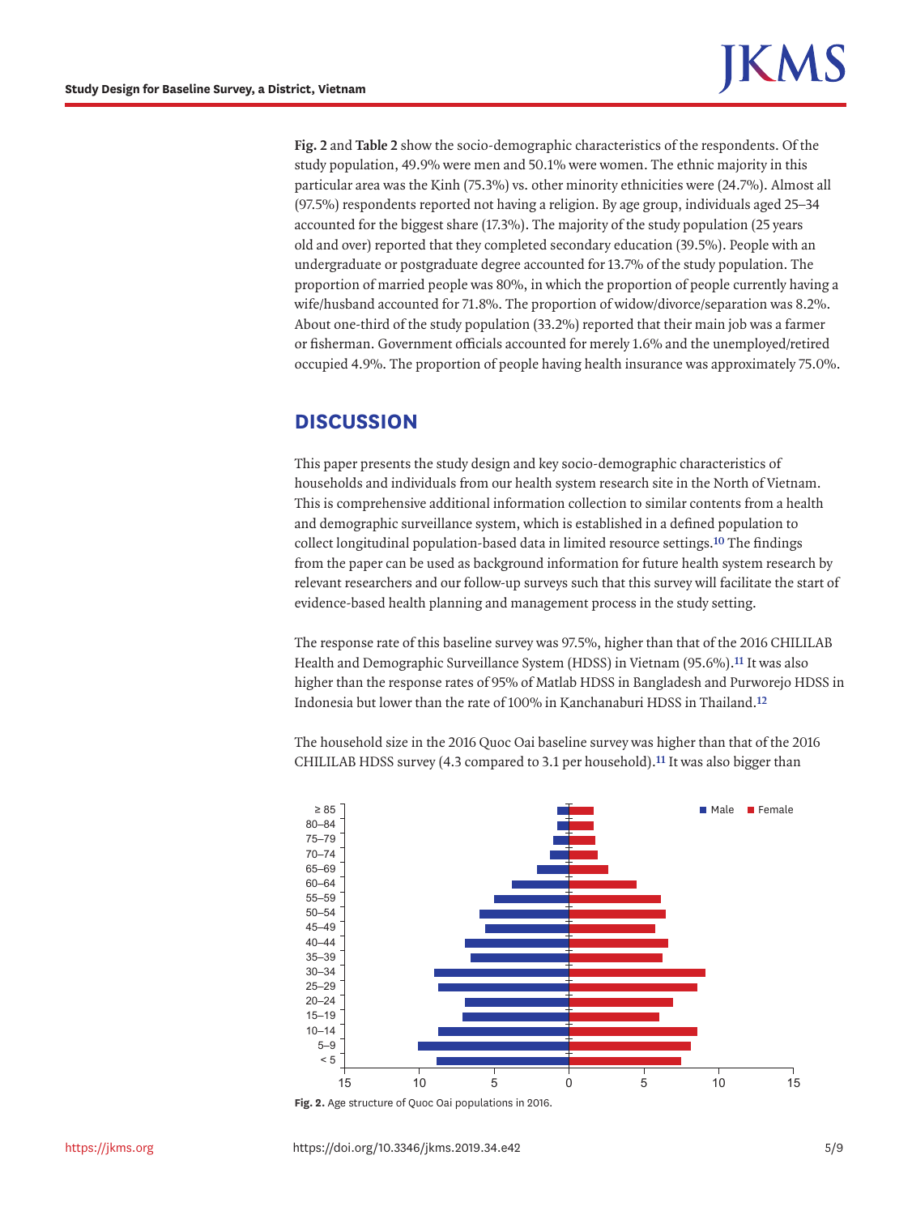**Fig. 2** and **Table 2** show the socio-demographic characteristics of the respondents. Of the study population, 49.9% were men and 50.1% were women. The ethnic majority in this particular area was the Kinh (75.3%) vs. other minority ethnicities were (24.7%). Almost all (97.5%) respondents reported not having a religion. By age group, individuals aged 25–34 accounted for the biggest share (17.3%). The majority of the study population (25 years old and over) reported that they completed secondary education (39.5%). People with an undergraduate or postgraduate degree accounted for 13.7% of the study population. The proportion of married people was 80%, in which the proportion of people currently having a wife/husband accounted for 71.8%. The proportion of widow/divorce/separation was 8.2%. About one-third of the study population (33.2%) reported that their main job was a farmer or fisherman. Government officials accounted for merely 1.6% and the unemployed/retired occupied 4.9%. The proportion of people having health insurance was approximately 75.0%.

## DISCUSSION

This paper presents the study design and key socio-demographic characteristics of households and individuals from our health system research site in the North of Vietnam. This is comprehensive additional information collection to similar contents from a health and demographic surveillance system, which is established in a defined population to collect longitudinal population-based data in limited resource settings.[10] The findings from the paper can be used as background information for future health system research by relevant researchers and our follow-up surveys such that this survey will facilitate the start of evidence-based health planning and management process in the study setting.

The response rate of this baseline survey was 97.5%, higher than that of the 2016 CHILILAB Health and Demographic Surveillance System (HDSS) in Vietnam (95.6%).[11] It was also higher than the response rates of 95% of Matlab HDSS in Bangladesh and Purworejo HDSS in Indonesia but lower than the rate of 100% in Kanchanaburi HDSS in Thailand.[12]

The household size in the 2016 Quoc Oai baseline survey was higher than that of the 2016 CHILILAB HDSS survey (4.3 compared to 3.1 per household).[11] It was also bigger than

**Fig. 2.** Age structure of Quoc Oai populations in 2016.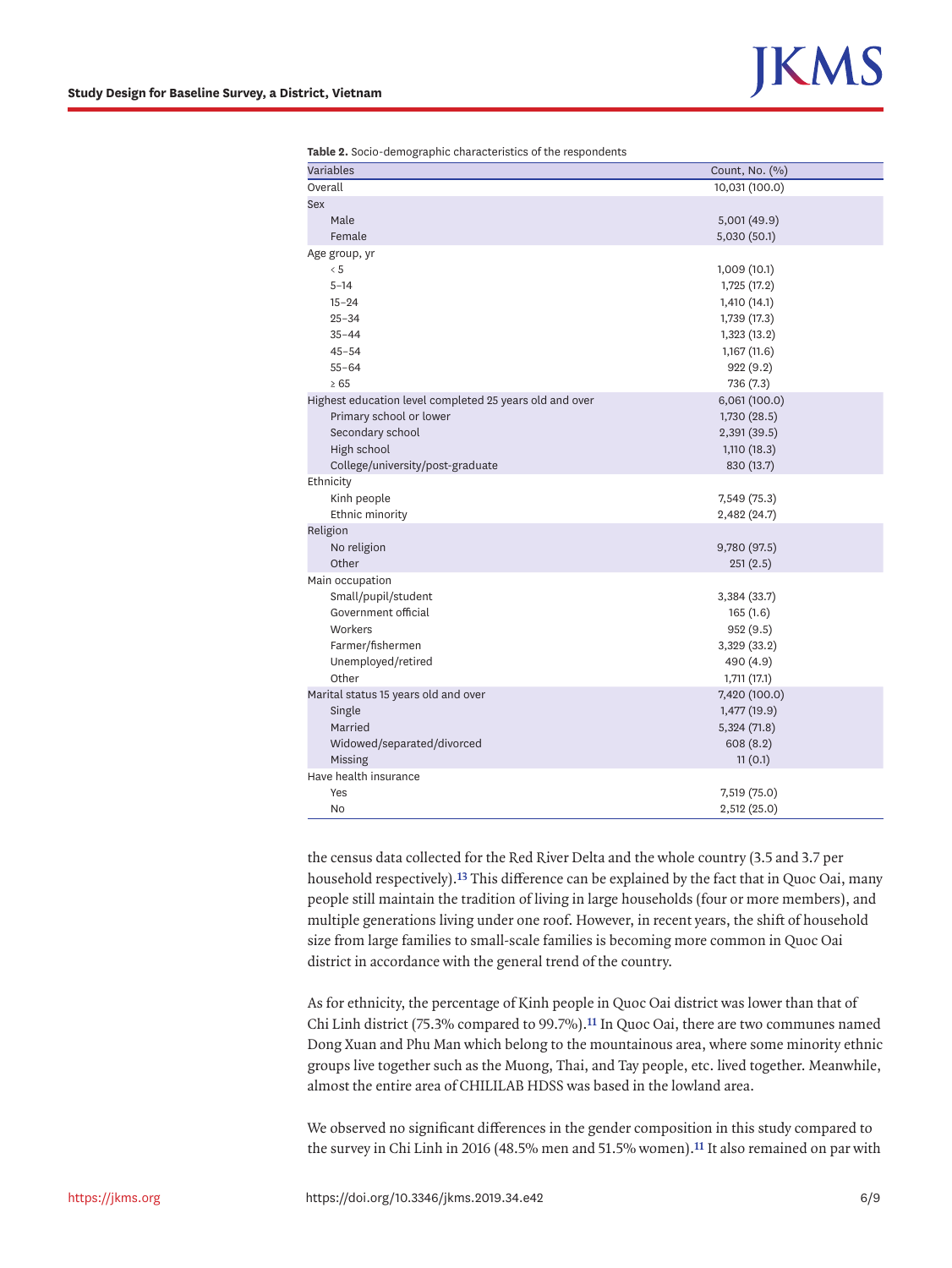**Table 2.** Socio-demographic characteristics of the respondents

| Variables | Count, No. (%) |
| --- | --- |
| Overall | 10,031 (100.0) |
| Sex | |
| Male | 5,001 (49.9) |
| Female | 5,030 (50.1) |
| Age group, yr | |
| < 5 | 1,009 (10.1) |
| 5–14 | 1,725 (17.2) |
| 15–24 | 1,410 (14.1) |
| 25–34 | 1,739 (17.3) |
| 35–44 | 1,323 (13.2) |
| 45–54 | 1,167 (11.6) |
| 55–64 | 922 (9.2) |
| ≥ 65 | 736 (7.3) |
| Highest education level completed 25 years old and over | 6,061 (100.0) |
| Primary school or lower | 1,730 (28.5) |
| Secondary school | 2,391 (39.5) |
| High school | 1,110 (18.3) |
| College/university/post-graduate | 830 (13.7) |
| Ethnicity | |
| Kinh people | 7,549 (75.3) |
| Ethnic minority | 2,482 (24.7) |
| Religion | |
| No religion | 9,780 (97.5) |
| Other | 251 (2.5) |
| Main occupation | |
| Small/pupil/student | 3,384 (33.7) |
| Government official | 165 (1.6) |
| Workers | 952 (9.5) |
| Farmer/fishermen | 3,329 (33.2) |
| Unemployed/retired | 490 (4.9) |
| Other | 1,711 (17.1) |
| Marital status 15 years old and over | 7,420 (100.0) |
| Single | 1,477 (19.9) |
| Married | 5,324 (71.8) |
| Widowed/separated/divorced | 608 (8.2) |
| Missing | 11 (0.1) |
| Have health insurance | |
| Yes | 7,519 (75.0) |
| No | 2,512 (25.0) |

the census data collected for the Red River Delta and the whole country (3.5 and 3.7 per household respectively).[13] This difference can be explained by the fact that in Quoc Oai, many people still maintain the tradition of living in large households (four or more members), and multiple generations living under one roof. However, in recent years, the shift of household size from large families to small-scale families is becoming more common in Quoc Oai district in accordance with the general trend of the country.

As for ethnicity, the percentage of Kinh people in Quoc Oai district was lower than that of Chi Linh district (75.3% compared to 99.7%).[11] In Quoc Oai, there are two communes named Dong Xuan and Phu Man which belong to the mountainous area, where some minority ethnic groups live together such as the Muong, Thai, and Tay people, etc. lived together. Meanwhile, almost the entire area of CHILILAB HDSS was based in the lowland area.

We observed no significant differences in the gender composition in this study compared to the survey in Chi Linh in 2016 (48.5% men and 51.5% women).[11] It also remained on par with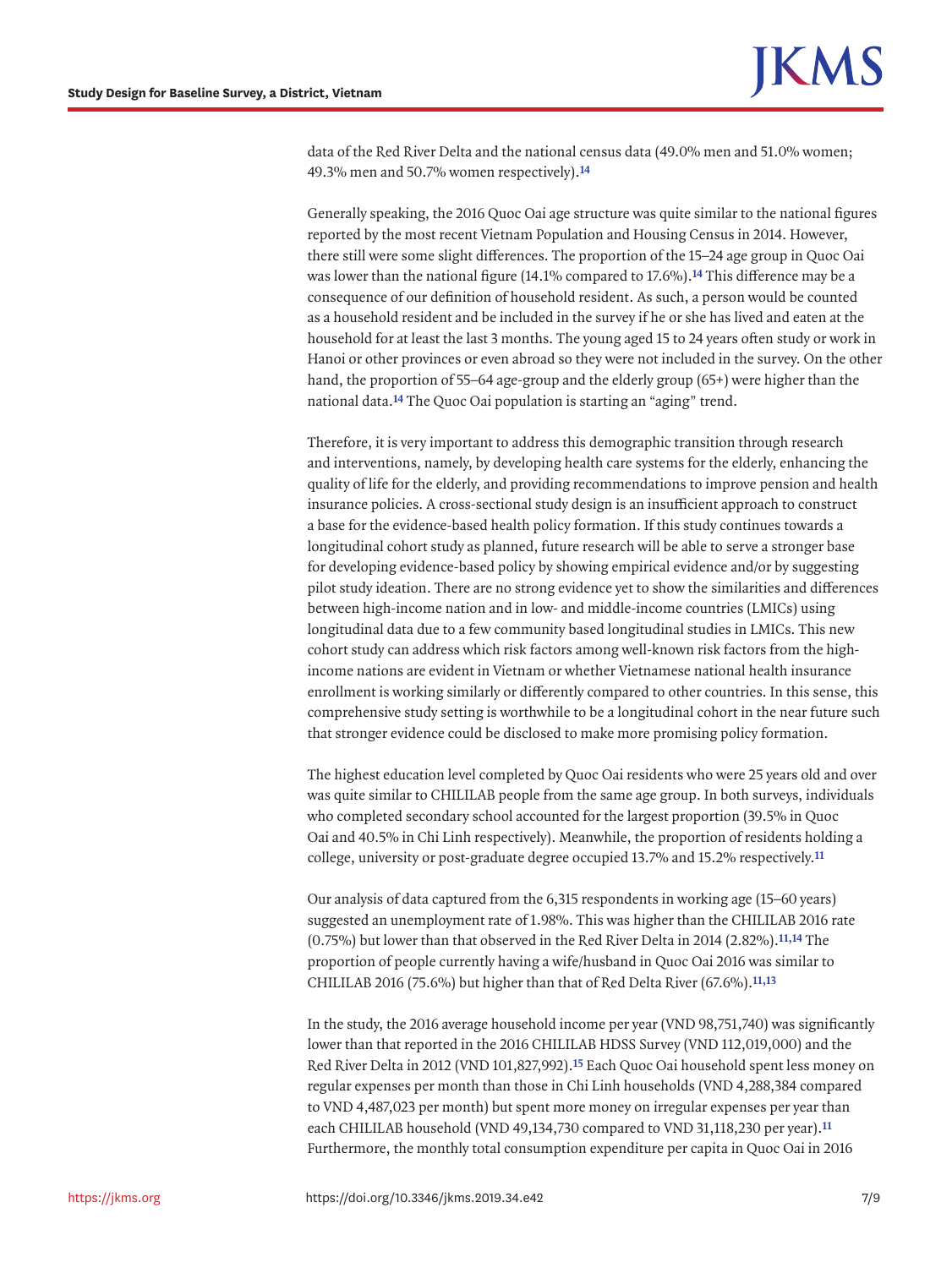data of the Red River Delta and the national census data (49.0% men and 51.0% women; 49.3% men and 50.7% women respectively).[14]

Generally speaking, the 2016 Quoc Oai age structure was quite similar to the national figures reported by the most recent Vietnam Population and Housing Census in 2014. However, there still were some slight differences. The proportion of the 15–24 age group in Quoc Oai was lower than the national figure (14.1% compared to 17.6%).[14] This difference may be a consequence of our definition of household resident. As such, a person would be counted as a household resident and be included in the survey if he or she has lived and eaten at the household for at least the last 3 months. The young aged 15 to 24 years often study or work in Hanoi or other provinces or even abroad so they were not included in the survey. On the other hand, the proportion of 55–64 age-group and the elderly group (65+) were higher than the national data.[14] The Quoc Oai population is starting an "aging" trend.

Therefore, it is very important to address this demographic transition through research and interventions, namely, by developing health care systems for the elderly, enhancing the quality of life for the elderly, and providing recommendations to improve pension and health insurance policies. A cross-sectional study design is an insufficient approach to construct a base for the evidence-based health policy formation. If this study continues towards a longitudinal cohort study as planned, future research will be able to serve a stronger base for developing evidence-based policy by showing empirical evidence and/or by suggesting pilot study ideation. There are no strong evidence yet to show the similarities and differences between high-income nation and in low- and middle-income countries (LMICs) using longitudinal data due to a few community based longitudinal studies in LMICs. This new cohort study can address which risk factors among well-known risk factors from the high-income nations are evident in Vietnam or whether Vietnamese national health insurance enrollment is working similarly or differently compared to other countries. In this sense, this comprehensive study setting is worthwhile to be a longitudinal cohort in the near future such that stronger evidence could be disclosed to make more promising policy formation.

The highest education level completed by Quoc Oai residents who were 25 years old and over was quite similar to CHILILAB people from the same age group. In both surveys, individuals who completed secondary school accounted for the largest proportion (39.5% in Quoc Oai and 40.5% in Chi Linh respectively). Meanwhile, the proportion of residents holding a college, university or post-graduate degree occupied 13.7% and 15.2% respectively.[11]

Our analysis of data captured from the 6,315 respondents in working age (15–60 years) suggested an unemployment rate of 1.98%. This was higher than the CHILILAB 2016 rate (0.75%) but lower than that observed in the Red River Delta in 2014 (2.82%).[11,14] The proportion of people currently having a wife/husband in Quoc Oai 2016 was similar to CHILILAB 2016 (75.6%) but higher than that of Red Delta River (67.6%).[11,13]

In the study, the 2016 average household income per year (VND 98,751,740) was significantly lower than that reported in the 2016 CHILILAB HDSS Survey (VND 112,019,000) and the Red River Delta in 2012 (VND 101,827,992).[15] Each Quoc Oai household spent less money on regular expenses per month than those in Chi Linh households (VND 4,288,384 compared to VND 4,487,023 per month) but spent more money on irregular expenses per year than each CHILILAB household (VND 49,134,730 compared to VND 31,118,230 per year).[11] Furthermore, the monthly total consumption expenditure per capita in Quoc Oai in 2016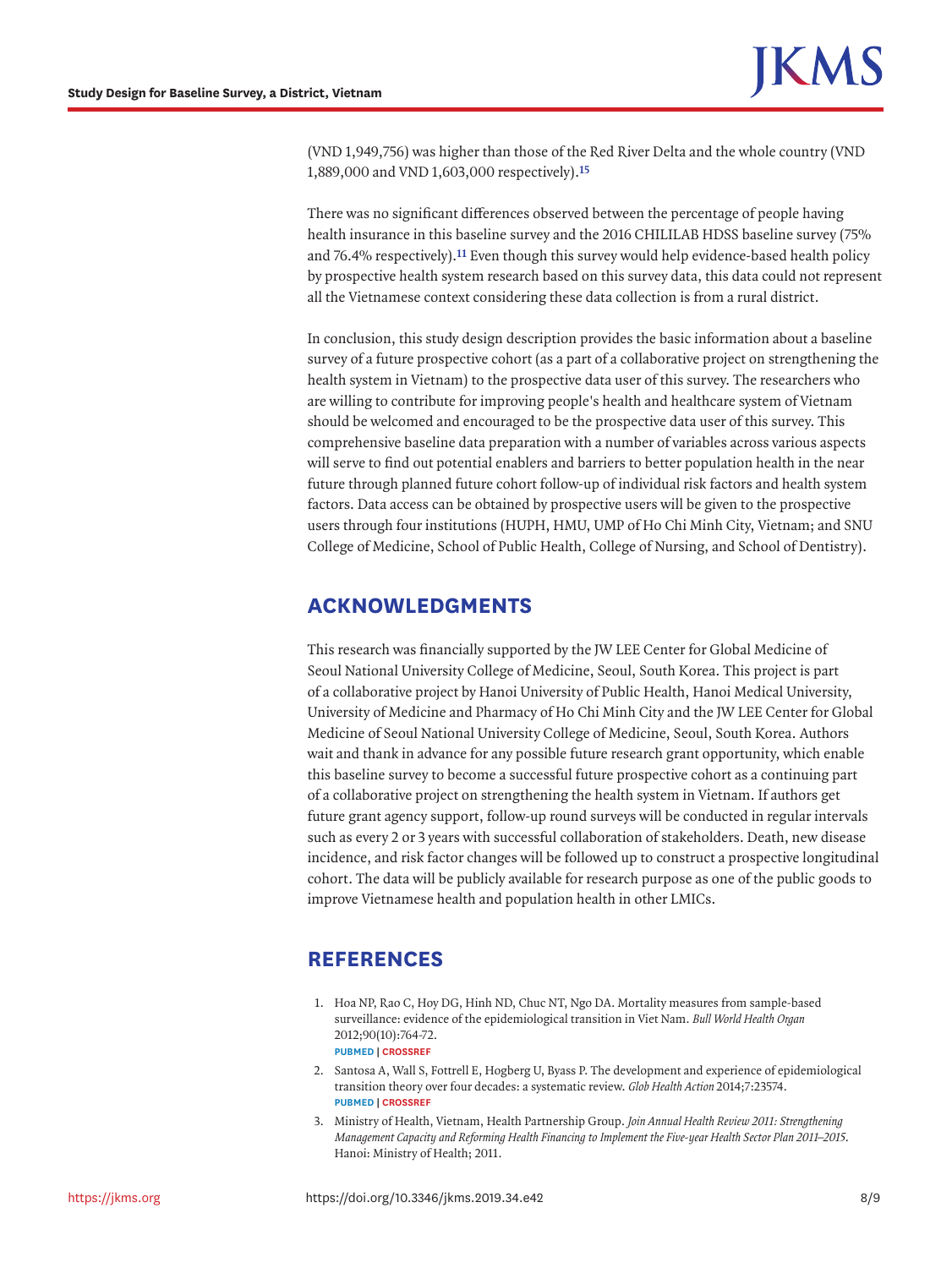(VND 1,949,756) was higher than those of the Red River Delta and the whole country (VND 1,889,000 and VND 1,603,000 respectively).[15]

There was no significant differences observed between the percentage of people having health insurance in this baseline survey and the 2016 CHILILAB HDSS baseline survey (75% and 76.4% respectively).[11] Even though this survey would help evidence-based health policy by prospective health system research based on this survey data, this data could not represent all the Vietnamese context considering these data collection is from a rural district.

In conclusion, this study design description provides the basic information about a baseline survey of a future prospective cohort (as a part of a collaborative project on strengthening the health system in Vietnam) to the prospective data user of this survey. The researchers who are willing to contribute for improving people's health and healthcare system of Vietnam should be welcomed and encouraged to be the prospective data user of this survey. This comprehensive baseline data preparation with a number of variables across various aspects will serve to find out potential enablers and barriers to better population health in the near future through planned future cohort follow-up of individual risk factors and health system factors. Data access can be obtained by prospective users will be given to the prospective users through four institutions (HUPH, HMU, UMP of Ho Chi Minh City, Vietnam; and SNU College of Medicine, School of Public Health, College of Nursing, and School of Dentistry).

## ACKNOWLEDGMENTS

This research was financially supported by the JW LEE Center for Global Medicine of Seoul National University College of Medicine, Seoul, South Korea. This project is part of a collaborative project by Hanoi University of Public Health, Hanoi Medical University, University of Medicine and Pharmacy of Ho Chi Minh City and the JW LEE Center for Global Medicine of Seoul National University College of Medicine, Seoul, South Korea. Authors wait and thank in advance for any possible future research grant opportunity, which enable this baseline survey to become a successful future prospective cohort as a continuing part of a collaborative project on strengthening the health system in Vietnam. If authors get future grant agency support, follow-up round surveys will be conducted in regular intervals such as every 2 or 3 years with successful collaboration of stakeholders. Death, new disease incidence, and risk factor changes will be followed up to construct a prospective longitudinal cohort. The data will be publicly available for research purpose as one of the public goods to improve Vietnamese health and population health in other LMICs.

## REFERENCES

1. Hoa NP, Rao C, Hoy DG, Hinh ND, Chuc NT, Ngo DA. Mortality measures from sample-based surveillance: evidence of the epidemiological transition in Viet Nam. *Bull World Health Organ* 2012;90(10):764-72.
   PUBMED | CROSSREF
2. Santosa A, Wall S, Fottrell E, Hogberg U, Byass P. The development and experience of epidemiological transition theory over four decades: a systematic review. *Glob Health Action* 2014;7:23574.
   PUBMED | CROSSREF
3. Ministry of Health, Vietnam, Health Partnership Group. *Join Annual Health Review 2011: Strengthening Management Capacity and Reforming Health Financing to Implement the Five-year Health Sector Plan 2011–2015*. Hanoi: Ministry of Health; 2011.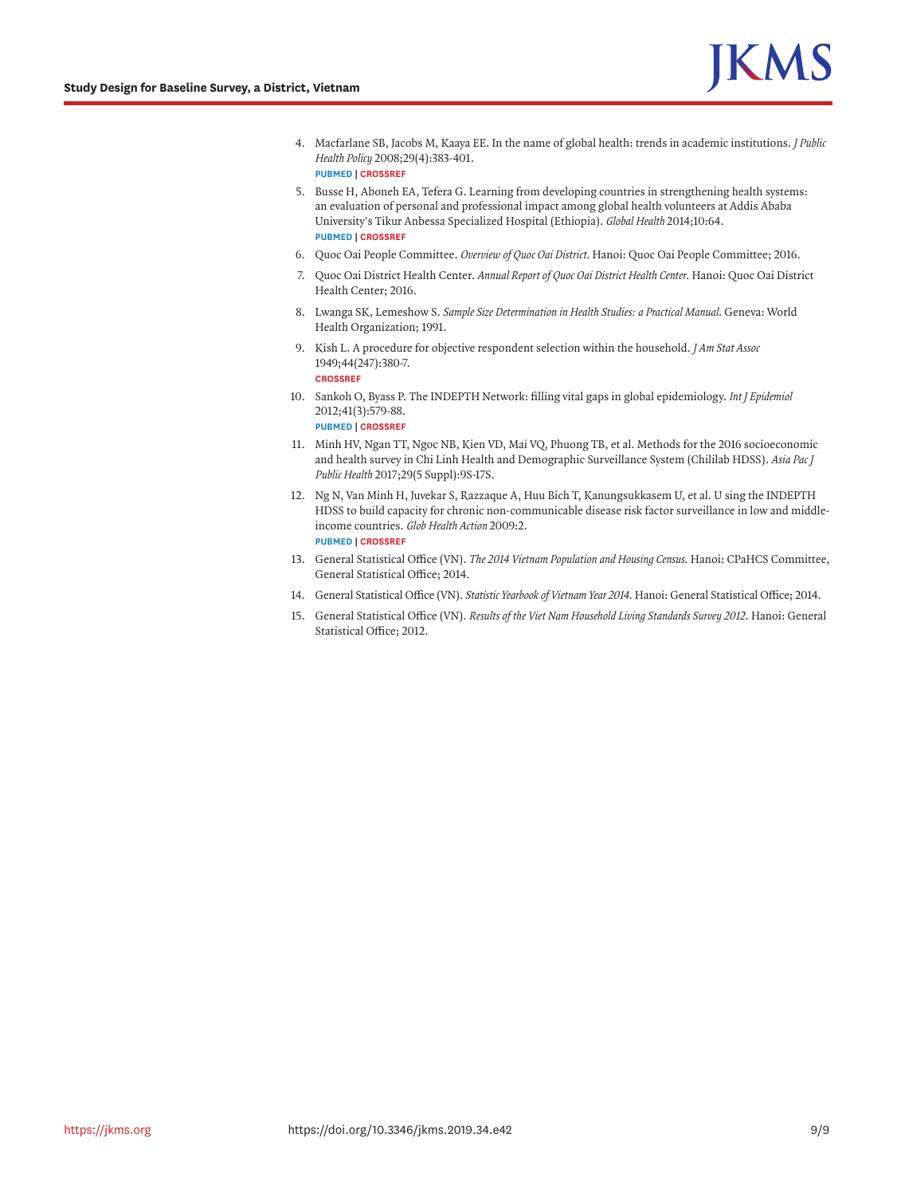4. Macfarlane SB, Jacobs M, Kaaya EE. In the name of global health: trends in academic institutions. *J Public Health Policy* 2008;29(4):383-401.
   **PUBMED | CROSSREF**
5. Busse H, Aboneh EA, Tefera G. Learning from developing countries in strengthening health systems: an evaluation of personal and professional impact among global health volunteers at Addis Ababa University's Tikur Anbessa Specialized Hospital (Ethiopia). *Global Health* 2014;10:64.
   **PUBMED | CROSSREF**
6. Quoc Oai People Committee. *Overview of Quoc Oai District*. Hanoi: Quoc Oai People Committee; 2016.
7. Quoc Oai District Health Center. *Annual Report of Quoc Oai District Health Center*. Hanoi: Quoc Oai District Health Center; 2016.
8. Lwanga SK, Lemeshow S. *Sample Size Determination in Health Studies: a Practical Manual*. Geneva: World Health Organization; 1991.
9. Kish L. A procedure for objective respondent selection within the household. *J Am Stat Assoc* 1949;44(247):380-7.
   **CROSSREF**
10. Sankoh O, Byass P. The INDEPTH Network: filling vital gaps in global epidemiology. *Int J Epidemiol* 2012;41(3):579-88.
    **PUBMED | CROSSREF**
11. Minh HV, Ngan TT, Ngoc NB, Kien VD, Mai VQ, Phuong TB, et al. Methods for the 2016 socioeconomic and health survey in Chi Linh Health and Demographic Surveillance System (Chililab HDSS). *Asia Pac J Public Health* 2017;29(5 Suppl):9S-17S.
12. Ng N, Van Minh H, Juvekar S, Razzaque A, Huu Bich T, Kanungsukkasem U, et al. U sing the INDEPTH HDSS to build capacity for chronic non-communicable disease risk factor surveillance in low and middle-income countries. *Glob Health Action* 2009:2.
    **PUBMED | CROSSREF**
13. General Statistical Office (VN). *The 2014 Vietnam Population and Housing Census*. Hanoi: CPaHCS Committee, General Statistical Office; 2014.
14. General Statistical Office (VN). *Statistic Yearbook of Vietnam Year 2014*. Hanoi: General Statistical Office; 2014.
15. General Statistical Office (VN). *Results of the Viet Nam Household Living Standards Survey 2012*. Hanoi: General Statistical Office; 2012.